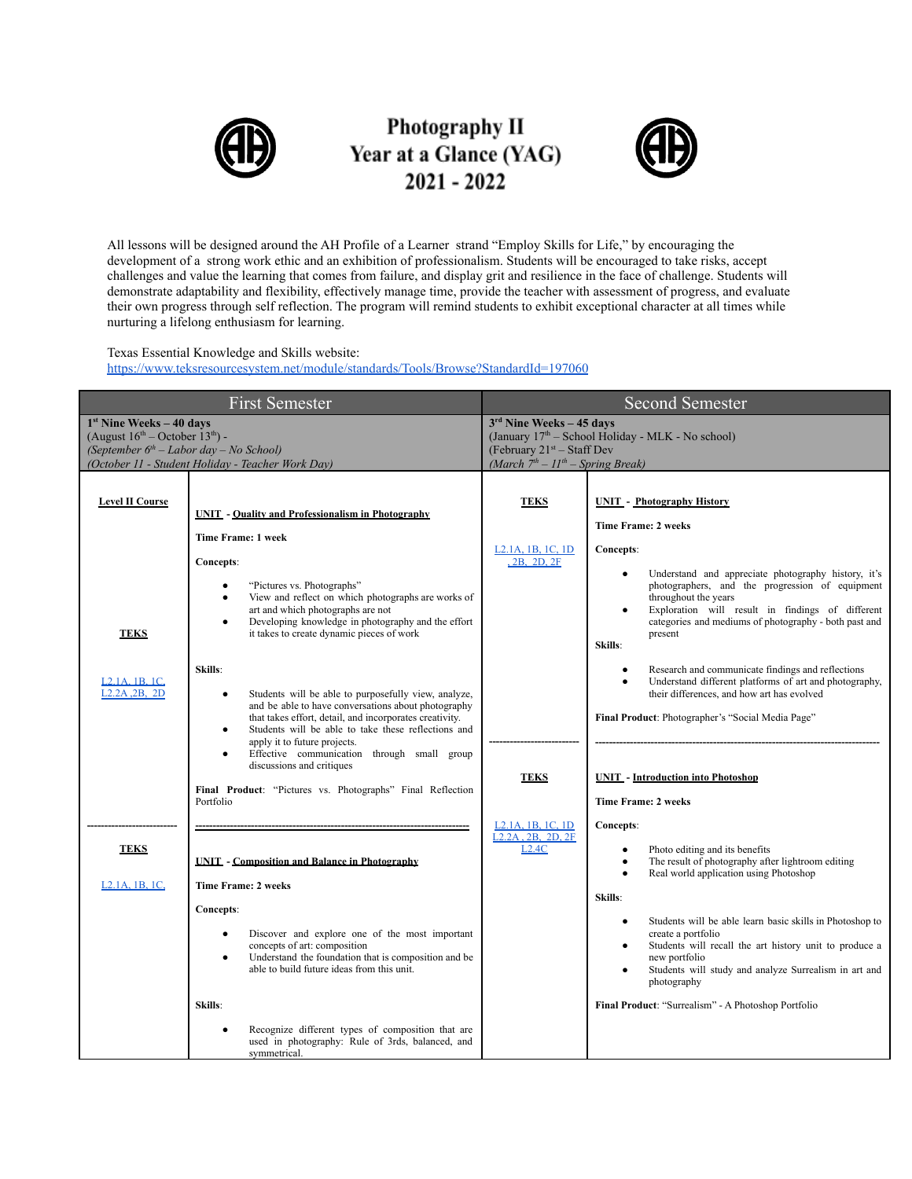# Photography II
## Year at a Glance (YAG)
## 2021 - 2022

All lessons will be designed around the AH Profile of a Learner strand "Employ Skills for Life," by encouraging the development of a strong work ethic and an exhibition of professionalism. Students will be encouraged to take risks, accept challenges and value the learning that comes from failure, and display grit and resilience in the face of challenge. Students will demonstrate adaptability and flexibility, effectively manage time, provide the teacher with assessment of progress, and evaluate their own progress through self reflection. The program will remind students to exhibit exceptional character at all times while nurturing a lifelong enthusiasm for learning.

Texas Essential Knowledge and Skills website:
https://www.teksresourcesystem.net/module/standards/Tools/Browse?StandardId=197060

## First Semester

**1st Nine Weeks – 40 days**
(August 16th – October 13th) -
*(September 6th – Labor day – No School)*
*(October 11 - Student Holiday - Teacher Work Day)*

**Level II Course**

**TEKS**

L2.1A, 1B, 1C, L2.2A ,2B, 2D

**UNIT - Quality and Professionalism in Photography**

**Time Frame: 1 week**

**Concepts**:

- "Pictures vs. Photographs"
- View and reflect on which photographs are works of art and which photographs are not
- Developing knowledge in photography and the effort it takes to create dynamic pieces of work

**Skills**:

- Students will be able to purposefully view, analyze, and be able to have conversations about photography that takes effort, detail, and incorporates creativity.
- Students will be able to take these reflections and apply it to future projects.
- Effective communication through small group discussions and critiques

**Final Product**: "Pictures vs. Photographs" Final Reflection Portfolio

---

**TEKS**

L2.1A, 1B, 1C,

**UNIT - Composition and Balance in Photography**

**Time Frame: 2 weeks**

**Concepts**:

- Discover and explore one of the most important concepts of art: composition
- Understand the foundation that is composition and be able to build future ideas from this unit.

**Skills**:

- Recognize different types of composition that are used in photography: Rule of 3rds, balanced, and symmetrical.

## Second Semester

**3rd Nine Weeks – 45 days**
(January 17th – School Holiday - MLK - No school)
(February 21st – Staff Dev
*(March 7th – 11th – Spring Break)*

**TEKS**

L2.1A, 1B, 1C, 1D , 2B, 2D, 2F

**UNIT - Photography History**

**Time Frame: 2 weeks**

**Concepts**:

- Understand and appreciate photography history, it's photographers, and the progression of equipment throughout the years
- Exploration will result in findings of different categories and mediums of photography - both past and present

**Skills**:

- Research and communicate findings and reflections
- Understand different platforms of art and photography, their differences, and how art has evolved

**Final Product**: Photographer's "Social Media Page"

---

**TEKS**

L2.1A, 1B, 1C, 1D L2.2A , 2B, 2D, 2F L2.4C

**UNIT - Introduction into Photoshop**

**Time Frame: 2 weeks**

**Concepts**:

- Photo editing and its benefits
- The result of photography after lightroom editing
- Real world application using Photoshop

**Skills**:

- Students will be able learn basic skills in Photoshop to create a portfolio
- Students will recall the art history unit to produce a new portfolio
- Students will study and analyze Surrealism in art and photography

**Final Product**: "Surrealism" - A Photoshop Portfolio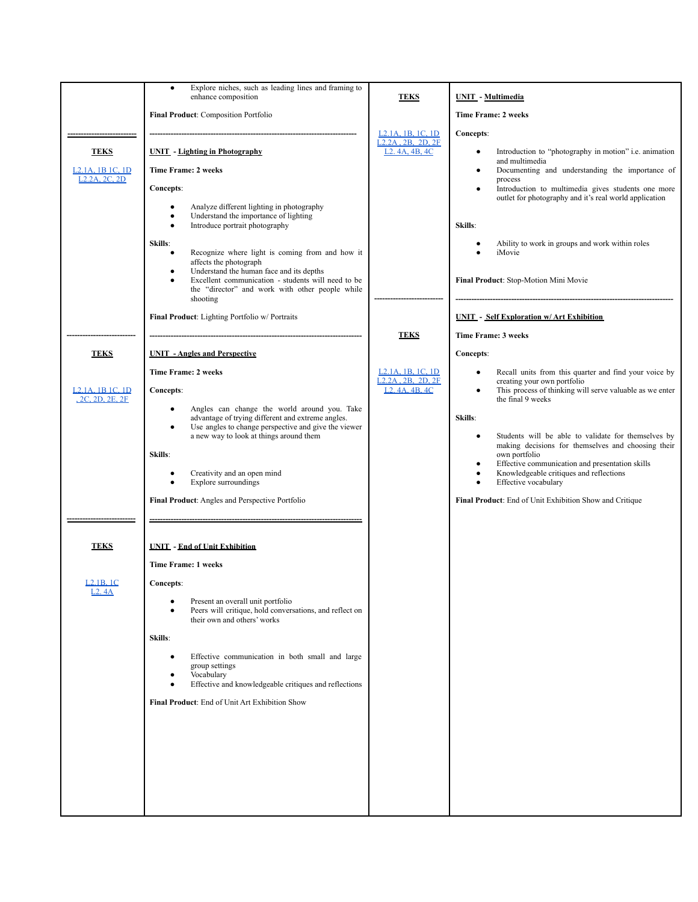- Explore niches, such as leading lines and framing to enhance composition

**Final Product**: Composition Portfolio

---

**TEKS**

L2.1A, 1B 1C, 1D
L2.2A, 2C, 2D

**UNIT - Lighting in Photography**

**Time Frame: 2 weeks**

**Concepts**:

- Analyze different lighting in photography
- Understand the importance of lighting
- Introduce portrait photography

**Skills**:

- Recognize where light is coming from and how it affects the photograph
- Understand the human face and its depths
- Excellent communication - students will need to be the "director" and work with other people while shooting

**Final Product**: Lighting Portfolio w/ Portraits

---

**TEKS**

L2.1A, 1B 1C, 1D
, 2C, 2D, 2E, 2F

**UNIT - Angles and Perspective**

**Time Frame: 2 weeks**

**Concepts**:

- Angles can change the world around you. Take advantage of trying different and extreme angles.
- Use angles to change perspective and give the viewer a new way to look at things around them

**Skills**:

- Creativity and an open mind
- Explore surroundings

**Final Product**: Angles and Perspective Portfolio

---

**TEKS**

L2.1B, 1C
L2. 4A

**UNIT - End of Unit Exhibition**

**Time Frame: 1 weeks**

**Concepts**:

- Present an overall unit portfolio
- Peers will critique, hold conversations, and reflect on their own and others' works

**Skills**:

- Effective communication in both small and large group settings
- Vocabulary
- Effective and knowledgeable critiques and reflections

**Final Product**: End of Unit Art Exhibition Show

---

**TEKS**

L2.1A, 1B, 1C, 1D
L2.2A , 2B, 2D, 2F
L2. 4A, 4B, 4C

**UNIT - Multimedia**

**Time Frame: 2 weeks**

**Concepts**:

- Introduction to "photography in motion" i.e. animation and multimedia
- Documenting and understanding the importance of process
- Introduction to multimedia gives students one more outlet for photography and it's real world application

**Skills**:

- Ability to work in groups and work within roles
- iMovie

**Final Product**: Stop-Motion Mini Movie

---

**TEKS**

L2.1A, 1B, 1C, 1D
L2.2A , 2B, 2D, 2F
L2. 4A, 4B, 4C

**UNIT - Self Exploration w/ Art Exhibition**

**Time Frame: 3 weeks**

**Concepts**:

- Recall units from this quarter and find your voice by creating your own portfolio
- This process of thinking will serve valuable as we enter the final 9 weeks

**Skills**:

- Students will be able to validate for themselves by making decisions for themselves and choosing their own portfolio
- Effective communication and presentation skills
- Knowledgeable critiques and reflections
- Effective vocabulary

**Final Product**: End of Unit Exhibition Show and Critique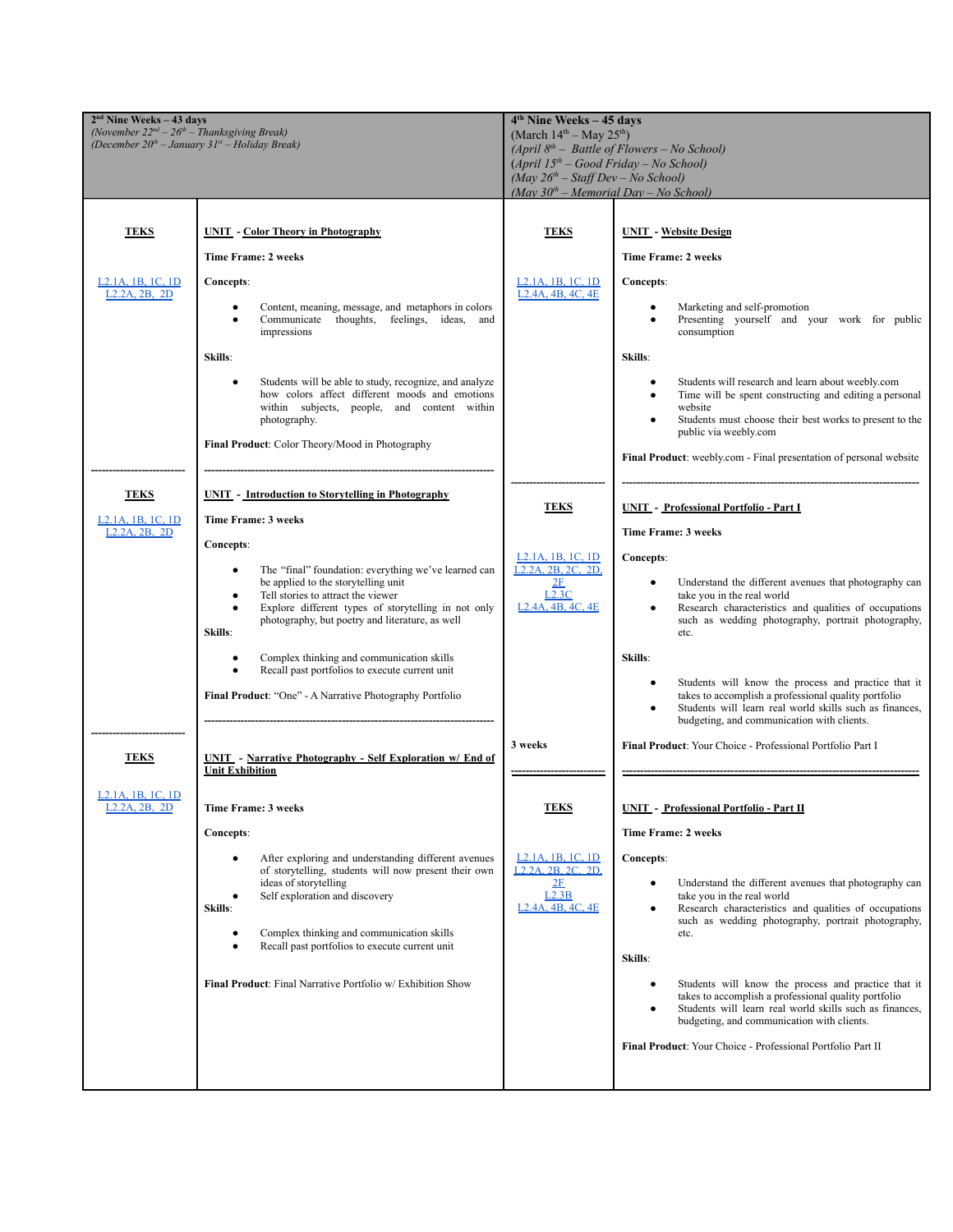| **2nd Nine Weeks – 43 days**<br>*(November 22nd – 26th – Thanksgiving Break)*<br>*(December 20th – January 31st – Holiday Break)* | | **4th Nine Weeks – 45 days**<br>(March 14th – May 25th)<br>*(April 8th – Battle of Flowers – No School)*<br>*(April 15th – Good Friday – No School)*<br>*(May 26th – Staff Dev – No School)*<br>*(May 30th – Memorial Day – No School)* | |
|---|---|---|---|
| **TEKS**<br><br>L2.1A, 1B, 1C, 1D<br>L2.2A, 2B, 2D | **UNIT - Color Theory in Photography**<br><br>**Time Frame: 2 weeks**<br><br>**Concepts**:<br>• Content, meaning, message, and metaphors in colors<br>• Communicate thoughts, feelings, ideas, and impressions<br><br>**Skills**:<br>• Students will be able to study, recognize, and analyze how colors affect different moods and emotions within subjects, people, and content within photography.<br><br>**Final Product**: Color Theory/Mood in Photography | **TEKS**<br><br>L2.1A, 1B, 1C, 1D<br>L2.4A, 4B, 4C, 4E | **UNIT - Website Design**<br><br>**Time Frame: 2 weeks**<br><br>**Concepts**:<br>• Marketing and self-promotion<br>• Presenting yourself and your work for public consumption<br><br>**Skills**:<br>• Students will research and learn about weebly.com<br>• Time will be spent constructing and editing a personal website<br>• Students must choose their best works to present to the public via weebly.com<br><br>**Final Product**: weebly.com - Final presentation of personal website |
| **TEKS**<br><br>L2.1A, 1B, 1C, 1D<br>L2.2A, 2B, 2D | **UNIT - Introduction to Storytelling in Photography**<br><br>**Time Frame: 3 weeks**<br><br>**Concepts**:<br>• The "final" foundation: everything we've learned can be applied to the storytelling unit<br>• Tell stories to attract the viewer<br>• Explore different types of storytelling in not only photography, but poetry and literature, as well<br><br>**Skills**:<br>• Complex thinking and communication skills<br>• Recall past portfolios to execute current unit<br><br>**Final Product**: "One" - A Narrative Photography Portfolio | **TEKS**<br><br>L2.1A, 1B, 1C, 1D<br>L2.2A, 2B, 2C, 2D, 2F<br>L2.3C<br>L2.4A, 4B, 4C, 4E<br><br>**3 weeks** | **UNIT - Professional Portfolio - Part I**<br><br>**Time Frame: 3 weeks**<br><br>**Concepts**:<br>• Understand the different avenues that photography can take you in the real world<br>• Research characteristics and qualities of occupations such as wedding photography, portrait photography, etc.<br><br>**Skills**:<br>• Students will know the process and practice that it takes to accomplish a professional quality portfolio<br>• Students will learn real world skills such as finances, budgeting, and communication with clients.<br><br>**Final Product**: Your Choice - Professional Portfolio Part I |
| **TEKS**<br><br>L2.1A, 1B, 1C, 1D<br>L2.2A, 2B, 2D | **UNIT - Narrative Photography - Self Exploration w/ End of Unit Exhibition**<br><br>**Time Frame: 3 weeks**<br><br>**Concepts**:<br>• After exploring and understanding different avenues of storytelling, students will now present their own ideas of storytelling<br>• Self exploration and discovery<br><br>**Skills**:<br>• Complex thinking and communication skills<br>• Recall past portfolios to execute current unit<br><br>**Final Product**: Final Narrative Portfolio w/ Exhibition Show | **TEKS**<br><br>L2.1A, 1B, 1C, 1D<br>L2.2A, 2B, 2C, 2D, 2F<br>L2.3B<br>L2.4A, 4B, 4C, 4E | **UNIT - Professional Portfolio - Part II**<br><br>**Time Frame: 2 weeks**<br><br>**Concepts**:<br>• Understand the different avenues that photography can take you in the real world<br>• Research characteristics and qualities of occupations such as wedding photography, portrait photography, etc.<br><br>**Skills**:<br>• Students will know the process and practice that it takes to accomplish a professional quality portfolio<br>• Students will learn real world skills such as finances, budgeting, and communication with clients.<br><br>**Final Product**: Your Choice - Professional Portfolio Part II |